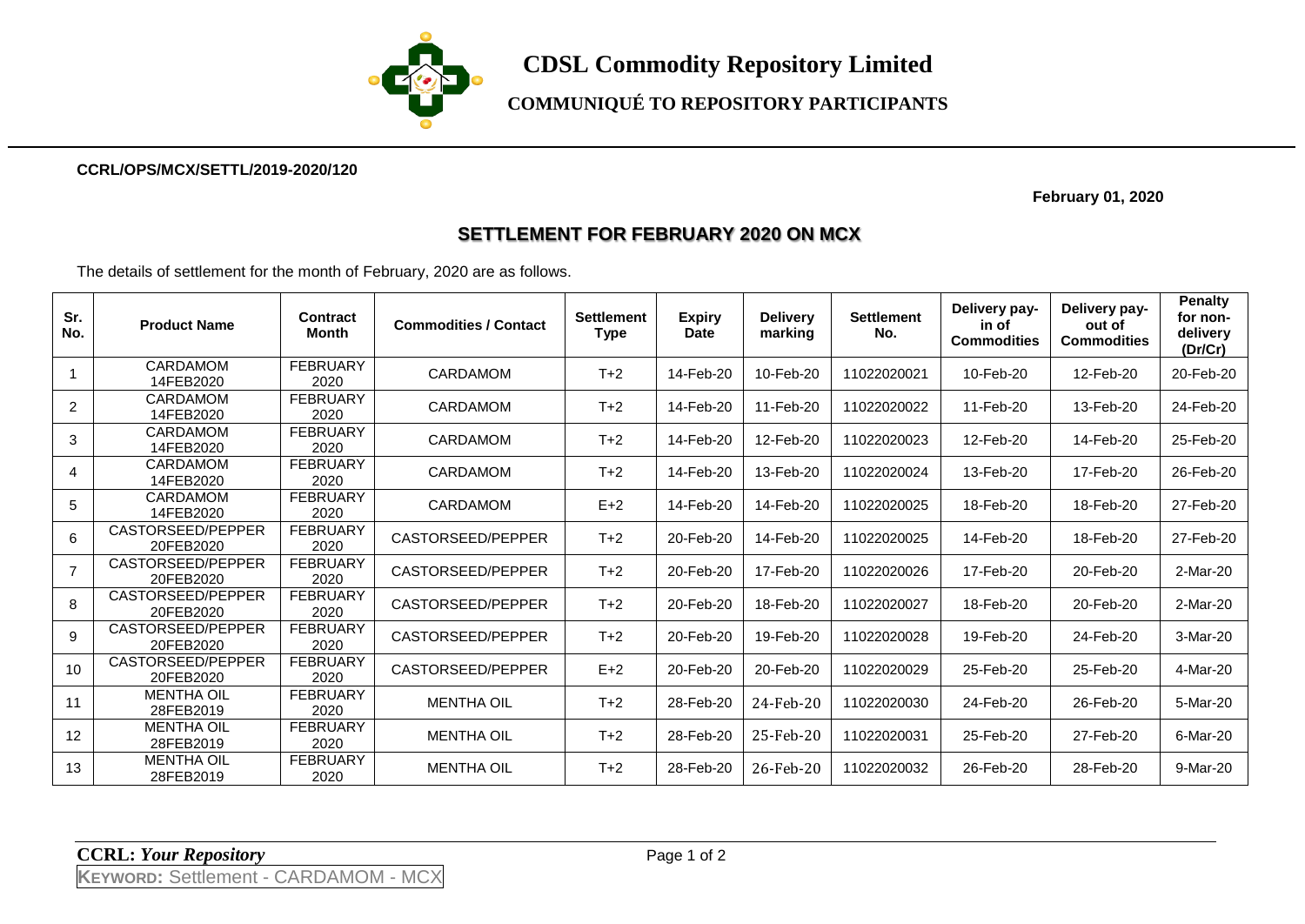# CDSL Commodity Repository Limited

## COMMUNIQUÉ TO REPOSITORY PARTICIPANTS

**CCRL/OPS/MCX/SETTL/2019-2020/120**

**February 01, 2020**

## SETTLEMENT FOR FEBRUARY 2020 ON MCX

The details of settlement for the month of February, 2020 are as follows.

| Sr. No. | Product Name | Contract Month | Commodities / Contact | Settlement Type | Expiry Date | Delivery marking | Settlement No. | Delivery pay-in of Commodities | Delivery pay-out of Commodities | Penalty for non-delivery (Dr/Cr) |
|---|---|---|---|---|---|---|---|---|---|---|
| 1 | CARDAMOM 14FEB2020 | FEBRUARY 2020 | CARDAMOM | T+2 | 14-Feb-20 | 10-Feb-20 | 11022020021 | 10-Feb-20 | 12-Feb-20 | 20-Feb-20 |
| 2 | CARDAMOM 14FEB2020 | FEBRUARY 2020 | CARDAMOM | T+2 | 14-Feb-20 | 11-Feb-20 | 11022020022 | 11-Feb-20 | 13-Feb-20 | 24-Feb-20 |
| 3 | CARDAMOM 14FEB2020 | FEBRUARY 2020 | CARDAMOM | T+2 | 14-Feb-20 | 12-Feb-20 | 11022020023 | 12-Feb-20 | 14-Feb-20 | 25-Feb-20 |
| 4 | CARDAMOM 14FEB2020 | FEBRUARY 2020 | CARDAMOM | T+2 | 14-Feb-20 | 13-Feb-20 | 11022020024 | 13-Feb-20 | 17-Feb-20 | 26-Feb-20 |
| 5 | CARDAMOM 14FEB2020 | FEBRUARY 2020 | CARDAMOM | E+2 | 14-Feb-20 | 14-Feb-20 | 11022020025 | 18-Feb-20 | 18-Feb-20 | 27-Feb-20 |
| 6 | CASTORSEED/PEPPER 20FEB2020 | FEBRUARY 2020 | CASTORSEED/PEPPER | T+2 | 20-Feb-20 | 14-Feb-20 | 11022020025 | 14-Feb-20 | 18-Feb-20 | 27-Feb-20 |
| 7 | CASTORSEED/PEPPER 20FEB2020 | FEBRUARY 2020 | CASTORSEED/PEPPER | T+2 | 20-Feb-20 | 17-Feb-20 | 11022020026 | 17-Feb-20 | 20-Feb-20 | 2-Mar-20 |
| 8 | CASTORSEED/PEPPER 20FEB2020 | FEBRUARY 2020 | CASTORSEED/PEPPER | T+2 | 20-Feb-20 | 18-Feb-20 | 11022020027 | 18-Feb-20 | 20-Feb-20 | 2-Mar-20 |
| 9 | CASTORSEED/PEPPER 20FEB2020 | FEBRUARY 2020 | CASTORSEED/PEPPER | T+2 | 20-Feb-20 | 19-Feb-20 | 11022020028 | 19-Feb-20 | 24-Feb-20 | 3-Mar-20 |
| 10 | CASTORSEED/PEPPER 20FEB2020 | FEBRUARY 2020 | CASTORSEED/PEPPER | E+2 | 20-Feb-20 | 20-Feb-20 | 11022020029 | 25-Feb-20 | 25-Feb-20 | 4-Mar-20 |
| 11 | MENTHA OIL 28FEB2019 | FEBRUARY 2020 | MENTHA OIL | T+2 | 28-Feb-20 | 24-Feb-20 | 11022020030 | 24-Feb-20 | 26-Feb-20 | 5-Mar-20 |
| 12 | MENTHA OIL 28FEB2019 | FEBRUARY 2020 | MENTHA OIL | T+2 | 28-Feb-20 | 25-Feb-20 | 11022020031 | 25-Feb-20 | 27-Feb-20 | 6-Mar-20 |
| 13 | MENTHA OIL 28FEB2019 | FEBRUARY 2020 | MENTHA OIL | T+2 | 28-Feb-20 | 26-Feb-20 | 11022020032 | 26-Feb-20 | 28-Feb-20 | 9-Mar-20 |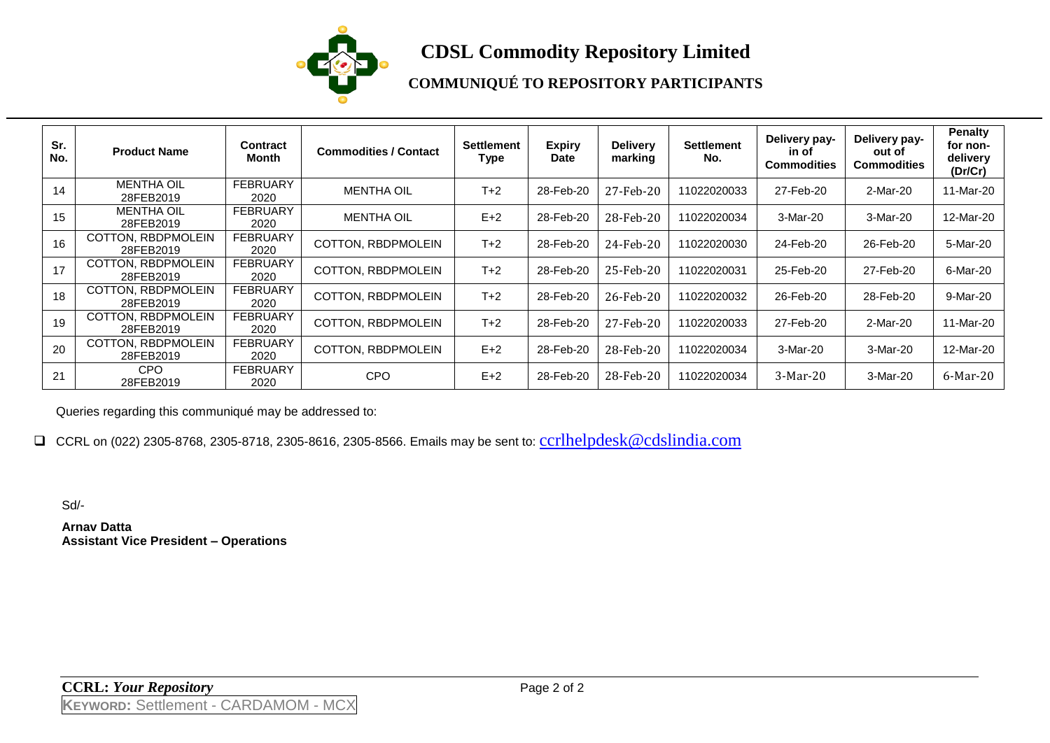# CDSL Commodity Repository Limited

## COMMUNIQUÉ TO REPOSITORY PARTICIPANTS

| Sr. No. | Product Name | Contract Month | Commodities / Contact | Settlement Type | Expiry Date | Delivery marking | Settlement No. | Delivery pay-in of Commodities | Delivery pay-out of Commodities | Penalty for non-delivery (Dr/Cr) |
|---|---|---|---|---|---|---|---|---|---|---|
| 14 | MENTHA OIL 28FEB2019 | FEBRUARY 2020 | MENTHA OIL | T+2 | 28-Feb-20 | 27-Feb-20 | 11022020033 | 27-Feb-20 | 2-Mar-20 | 11-Mar-20 |
| 15 | MENTHA OIL 28FEB2019 | FEBRUARY 2020 | MENTHA OIL | E+2 | 28-Feb-20 | 28-Feb-20 | 11022020034 | 3-Mar-20 | 3-Mar-20 | 12-Mar-20 |
| 16 | COTTON, RBDPMOLEIN 28FEB2019 | FEBRUARY 2020 | COTTON, RBDPMOLEIN | T+2 | 28-Feb-20 | 24-Feb-20 | 11022020030 | 24-Feb-20 | 26-Feb-20 | 5-Mar-20 |
| 17 | COTTON, RBDPMOLEIN 28FEB2019 | FEBRUARY 2020 | COTTON, RBDPMOLEIN | T+2 | 28-Feb-20 | 25-Feb-20 | 11022020031 | 25-Feb-20 | 27-Feb-20 | 6-Mar-20 |
| 18 | COTTON, RBDPMOLEIN 28FEB2019 | FEBRUARY 2020 | COTTON, RBDPMOLEIN | T+2 | 28-Feb-20 | 26-Feb-20 | 11022020032 | 26-Feb-20 | 28-Feb-20 | 9-Mar-20 |
| 19 | COTTON, RBDPMOLEIN 28FEB2019 | FEBRUARY 2020 | COTTON, RBDPMOLEIN | T+2 | 28-Feb-20 | 27-Feb-20 | 11022020033 | 27-Feb-20 | 2-Mar-20 | 11-Mar-20 |
| 20 | COTTON, RBDPMOLEIN 28FEB2019 | FEBRUARY 2020 | COTTON, RBDPMOLEIN | E+2 | 28-Feb-20 | 28-Feb-20 | 11022020034 | 3-Mar-20 | 3-Mar-20 | 12-Mar-20 |
| 21 | CPO 28FEB2019 | FEBRUARY 2020 | CPO | E+2 | 28-Feb-20 | 28-Feb-20 | 11022020034 | 3-Mar-20 | 3-Mar-20 | 6-Mar-20 |

Queries regarding this communiqué may be addressed to:

- CCRL on (022) 2305-8768, 2305-8718, 2305-8616, 2305-8566. Emails may be sent to: ccrlhelpdesk@cdslindia.com

Sd/-

**Arnav Datta**
**Assistant Vice President – Operations**

**CCRL:** ***Your Repository***

**KEYWORD:** Settlement - CARDAMOM - MCX